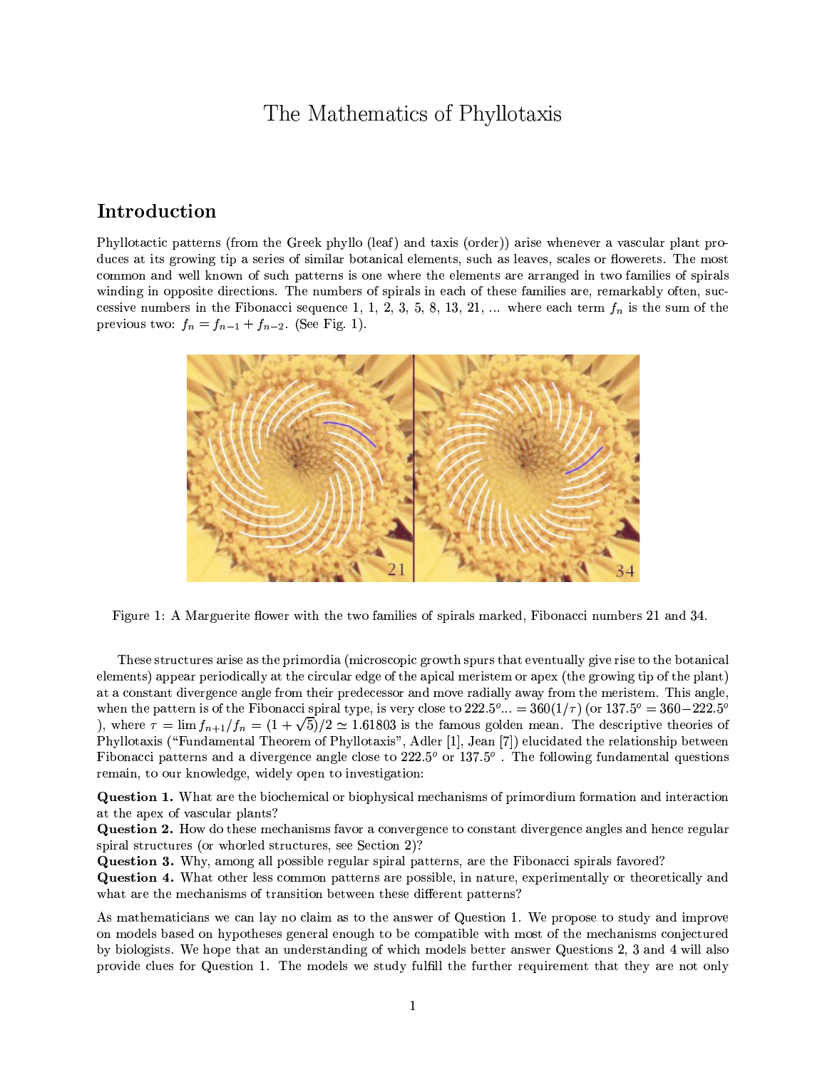# The Mathematics of Phyllotaxis

## Introduction

Phyllotactic patterns (from the Greek phyllo (leaf) and taxis (order)) arise whenever a vascular plant produces at its growing tip a series of similar botanical elements, such as leaves, scales or flowerets. The most common and well known of such patterns is one where the elements are arranged in two families of spirals winding in opposite directions. The numbers of spirals in each of these families are, remarkably often, successive numbers in the Fibonacci sequence 1, 1, 2, 3, 5, 8, 13, 21, ... where each term $f_n$ is the sum of the previous two: $f_n = f_{n-1} + f_{n-2}$. (See Fig. 1).

Figure 1: A Marguerite flower with the two families of spirals marked, Fibonacci numbers 21 and 34.

These structures arise as the primordia (microscopic growth spurs that eventually give rise to the botanical elements) appear periodically at the circular edge of the apical meristem or apex (the growing tip of the plant) at a constant divergence angle from their predecessor and move radially away from the meristem. This angle, when the pattern is of the Fibonacci spiral type, is very close to $222.5^o ... = 360(1/\tau)$ (or $137.5^o = 360 - 222.5^o$ ), where $\tau = \lim f_{n+1}/f_n = (1+\sqrt{5})/2 \simeq 1.61803$ is the famous golden mean. The descriptive theories of Phyllotaxis ("Fundamental Theorem of Phyllotaxis", Adler [1], Jean [7]) elucidated the relationship between Fibonacci patterns and a divergence angle close to $222.5^o$ or $137.5^o$ . The following fundamental questions remain, to our knowledge, widely open to investigation:

**Question 1.** What are the biochemical or biophysical mechanisms of primordium formation and interaction at the apex of vascular plants?
**Question 2.** How do these mechanisms favor a convergence to constant divergence angles and hence regular spiral structures (or whorled structures, see Section 2)?
**Question 3.** Why, among all possible regular spiral patterns, are the Fibonacci spirals favored?
**Question 4.** What other less common patterns are possible, in nature, experimentally or theoretically and what are the mechanisms of transition between these different patterns?

As mathematicians we can lay no claim as to the answer of Question 1. We propose to study and improve on models based on hypotheses general enough to be compatible with most of the mechanisms conjectured by biologists. We hope that an understanding of which models better answer Questions 2, 3 and 4 will also provide clues for Question 1. The models we study fulfill the further requirement that they are not only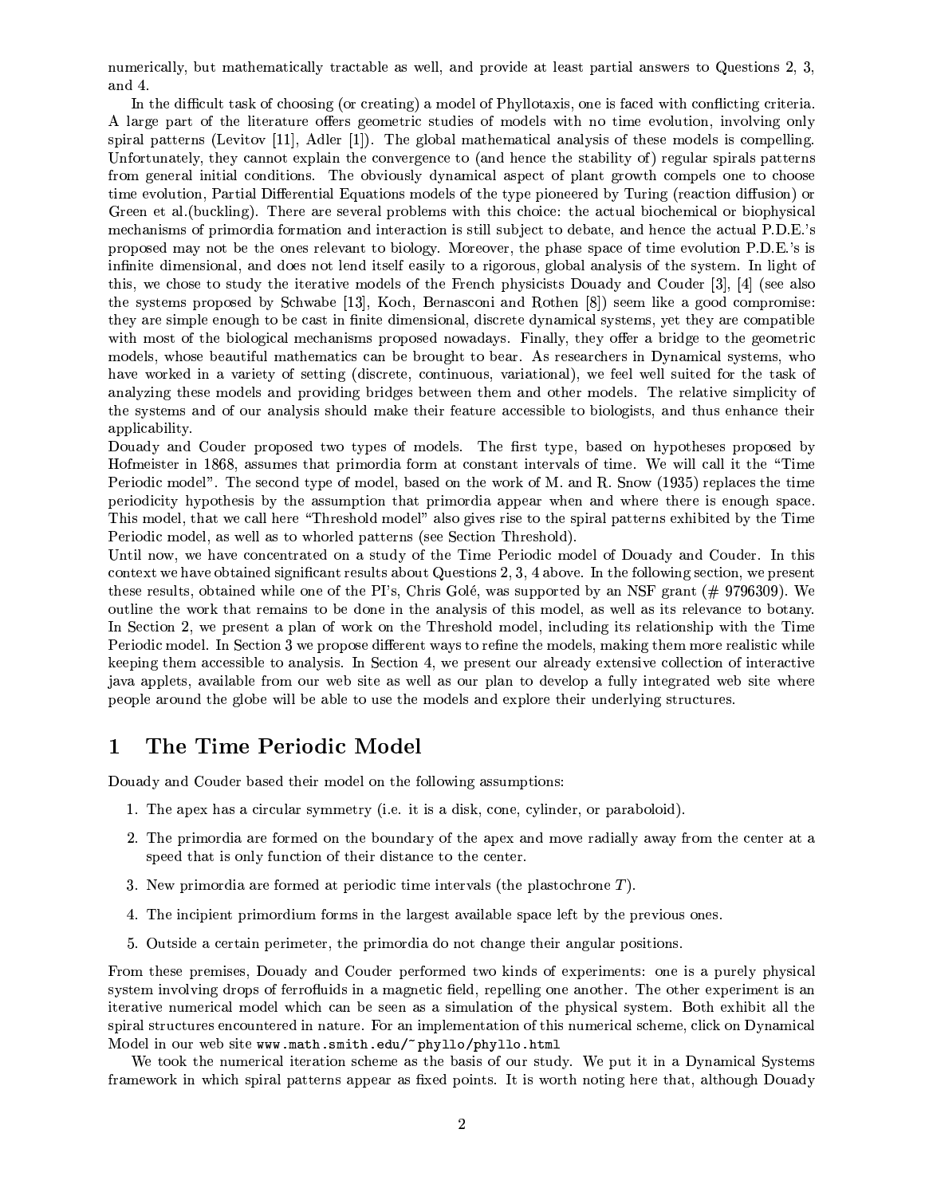numerically, but mathematically tractable as well, and provide at least partial answers to Questions 2, 3, and 4.

In the difficult task of choosing (or creating) a model of Phyllotaxis, one is faced with conflicting criteria. A large part of the literature offers geometric studies of models with no time evolution, involving only spiral patterns (Levitov [11], Adler [1]). The global mathematical analysis of these models is compelling. Unfortunately, they cannot explain the convergence to (and hence the stability of) regular spirals patterns from general initial conditions. The obviously dynamical aspect of plant growth compels one to choose time evolution, Partial Differential Equations models of the type pioneered by Turing (reaction diffusion) or Green et al.(buckling). There are several problems with this choice: the actual biochemical or biophysical mechanisms of primordia formation and interaction is still subject to debate, and hence the actual P.D.E.'s proposed may not be the ones relevant to biology. Moreover, the phase space of time evolution P.D.E.'s is infinite dimensional, and does not lend itself easily to a rigorous, global analysis of the system. In light of this, we chose to study the iterative models of the French physicists Douady and Couder [3], [4] (see also the systems proposed by Schwabe [13], Koch, Bernasconi and Rothen [8]) seem like a good compromise: they are simple enough to be cast in finite dimensional, discrete dynamical systems, yet they are compatible with most of the biological mechanisms proposed nowadays. Finally, they offer a bridge to the geometric models, whose beautiful mathematics can be brought to bear. As researchers in Dynamical systems, who have worked in a variety of setting (discrete, continuous, variational), we feel well suited for the task of analyzing these models and providing bridges between them and other models. The relative simplicity of the systems and of our analysis should make their feature accessible to biologists, and thus enhance their applicability.

Douady and Couder proposed two types of models. The first type, based on hypotheses proposed by Hofmeister in 1868, assumes that primordia form at constant intervals of time. We will call it the "Time Periodic model". The second type of model, based on the work of M. and R. Snow (1935) replaces the time periodicity hypothesis by the assumption that primordia appear when and where there is enough space. This model, that we call here "Threshold model" also gives rise to the spiral patterns exhibited by the Time Periodic model, as well as to whorled patterns (see Section Threshold).

Until now, we have concentrated on a study of the Time Periodic model of Douady and Couder. In this context we have obtained significant results about Questions 2, 3, 4 above. In the following section, we present these results, obtained while one of the PI's, Chris Golé, was supported by an NSF grant (# 9796309). We outline the work that remains to be done in the analysis of this model, as well as its relevance to botany. In Section 2, we present a plan of work on the Threshold model, including its relationship with the Time Periodic model. In Section 3 we propose different ways to refine the models, making them more realistic while keeping them accessible to analysis. In Section 4, we present our already extensive collection of interactive java applets, available from our web site as well as our plan to develop a fully integrated web site where people around the globe will be able to use the models and explore their underlying structures.

# 1 The Time Periodic Model

Douady and Couder based their model on the following assumptions:

1. The apex has a circular symmetry (i.e. it is a disk, cone, cylinder, or paraboloid).
2. The primordia are formed on the boundary of the apex and move radially away from the center at a speed that is only function of their distance to the center.
3. New primordia are formed at periodic time intervals (the plastochrone $T$).
4. The incipient primordium forms in the largest available space left by the previous ones.
5. Outside a certain perimeter, the primordia do not change their angular positions.

From these premises, Douady and Couder performed two kinds of experiments: one is a purely physical system involving drops of ferrofluids in a magnetic field, repelling one another. The other experiment is an iterative numerical model which can be seen as a simulation of the physical system. Both exhibit all the spiral structures encountered in nature. For an implementation of this numerical scheme, click on Dynamical Model in our web site `www.math.smith.edu/~phyllo/phyllo.html`

We took the numerical iteration scheme as the basis of our study. We put it in a Dynamical Systems framework in which spiral patterns appear as fixed points. It is worth noting here that, although Douady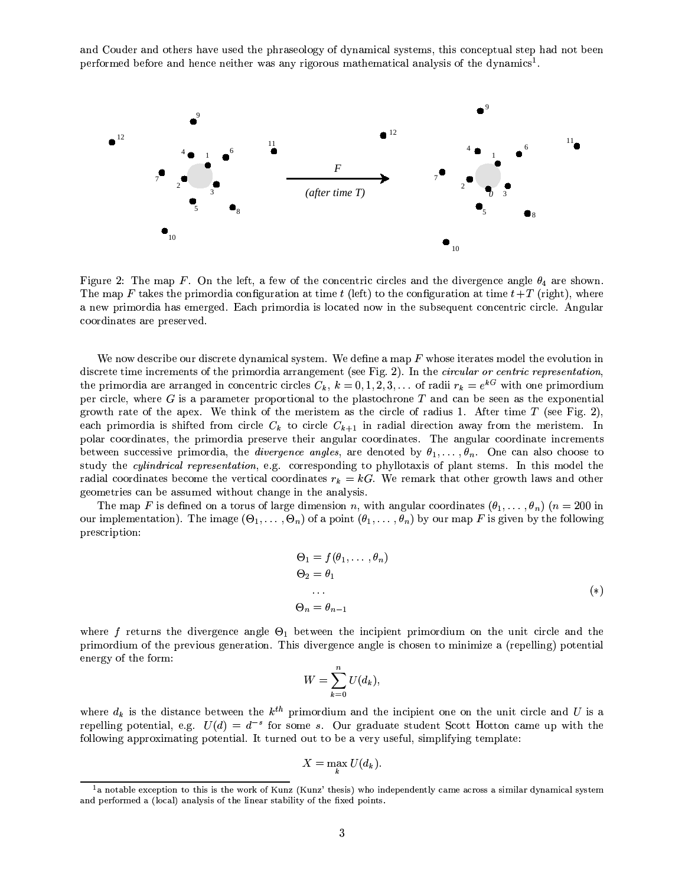and Couder and others have used the phraseology of dynamical systems, this conceptual step had not been performed before and hence neither was any rigorous mathematical analysis of the dynamics[1].

Figure 2: The map $F$. On the left, a few of the concentric circles and the divergence angle $\theta_4$ are shown. The map $F$ takes the primordia configuration at time $t$ (left) to the configuration at time $t+T$ (right), where a new primordia has emerged. Each primordia is located now in the subsequent concentric circle. Angular coordinates are preserved.

We now describe our discrete dynamical system. We define a map $F$ whose iterates model the evolution in discrete time increments of the primordia arrangement (see Fig. 2). In the *circular or centric representation*, the primordia are arranged in concentric circles $C_k$, $k = 0, 1, 2, 3, \ldots$ of radii $r_k = e^{kG}$ with one primordium per circle, where $G$ is a parameter proportional to the plastochrone $T$ and can be seen as the exponential growth rate of the apex. We think of the meristem as the circle of radius 1. After time $T$ (see Fig. 2), each primordia is shifted from circle $C_k$ to circle $C_{k+1}$ in radial direction away from the meristem. In polar coordinates, the primordia preserve their angular coordinates. The angular coordinate increments between successive primordia, the *divergence angles*, are denoted by $\theta_1, \ldots, \theta_n$. One can also choose to study the *cylindrical representation*, e.g. corresponding to phyllotaxis of plant stems. In this model the radial coordinates become the vertical coordinates $r_k = kG$. We remark that other growth laws and other geometries can be assumed without change in the analysis.

The map $F$ is defined on a torus of large dimension $n$, with angular coordinates $(\theta_1, \ldots, \theta_n)$ ($n = 200$ in our implementation). The image $(\Theta_1, \ldots, \Theta_n)$ of a point $(\theta_1, \ldots, \theta_n)$ by our map $F$ is given by the following prescription:

$$
\begin{aligned}
\Theta_1 &= f(\theta_1, \ldots, \theta_n) \\
\Theta_2 &= \theta_1 \\
&\ldots \\
\Theta_n &= \theta_{n-1}
\end{aligned}
\qquad (*)
$$

where $f$ returns the divergence angle $\Theta_1$ between the incipient primordium on the unit circle and the primordium of the previous generation. This divergence angle is chosen to minimize a (repelling) potential energy of the form:

$$W = \sum_{k=0}^{n} U(d_k),$$

where $d_k$ is the distance between the $k^{th}$ primordium and the incipient one on the unit circle and $U$ is a repelling potential, e.g. $U(d) = d^{-s}$ for some $s$. Our graduate student Scott Hotton came up with the following approximating potential. It turned out to be a very useful, simplifying template:

$$X = \max_k U(d_k).$$

[1] a notable exception to this is the work of Kunz (Kunz' thesis) who independently came across a similar dynamical system and performed a (local) analysis of the linear stability of the fixed points.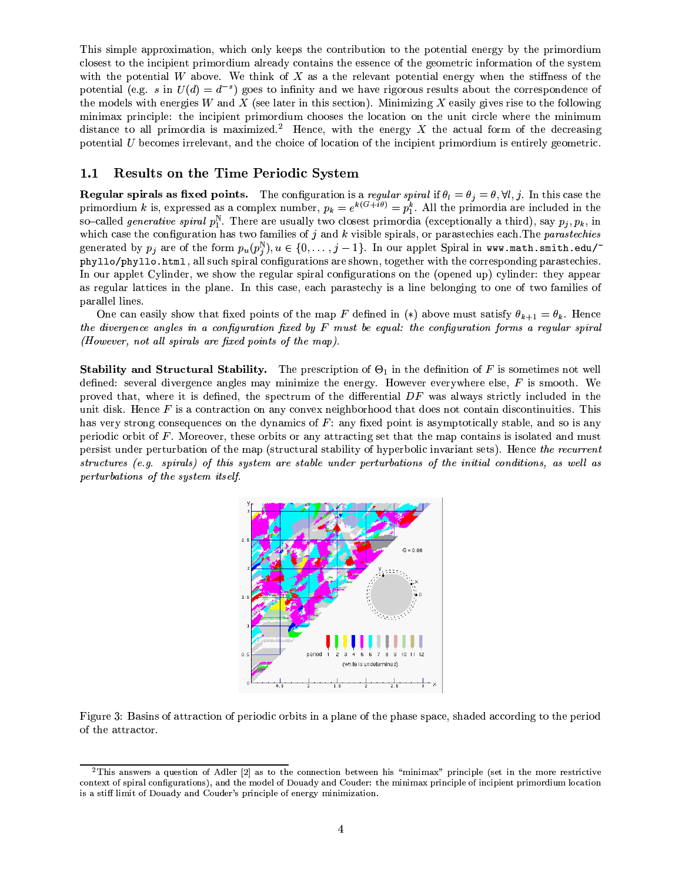This simple approximation, which only keeps the contribution to the potential energy by the primordium closest to the incipient primordium already contains the essence of the geometric information of the system with the potential $W$ above. We think of $X$ as a the relevant potential energy when the stiffness of the potential (e.g. $s$ in $U(d) = d^{-s}$) goes to infinity and we have rigorous results about the correspondence of the models with energies $W$ and $X$ (see later in this section). Minimizing $X$ easily gives rise to the following minimax principle: the incipient primordium chooses the location on the unit circle where the minimum distance to all primordia is maximized.[2] Hence, with the energy $X$ the actual form of the decreasing potential $U$ becomes irrelevant, and the choice of location of the incipient primordium is entirely geometric.

## 1.1 Results on the Time Periodic System

**Regular spirals as fixed points.** The configuration is a *regular spiral* if $\theta_l = \theta_j = \theta, \forall l, j$. In this case the primordium $k$ is, expressed as a complex number, $p_k = e^{k(G+i\theta)} = p_1^k$. All the primordia are included in the so–called *generative spiral* $p_1^{\mathbb{N}}$. There are usually two closest primordia (exceptionally a third), say $p_j, p_k$, in which case the configuration has two families of $j$ and $k$ visible spirals, or parastechies each.The *parastechies* generated by $p_j$ are of the form $p_u(p_j^{\mathbb{N}}), u \in \{0, \ldots, j-1\}$. In our applet Spiral in www.math.smith.edu/~phyllo/phyllo.html, all such spiral configurations are shown, together with the corresponding parastechies. In our applet Cylinder, we show the regular spiral configurations on the (opened up) cylinder: they appear as regular lattices in the plane. In this case, each parastechy is a line belonging to one of two families of parallel lines.

One can easily show that fixed points of the map $F$ defined in $(*)$ above must satisfy $\theta_{k+1} = \theta_k$. Hence *the divergence angles in a configuration fixed by $F$ must be equal: the configuration forms a regular spiral (However, not all spirals are fixed points of the map).*

**Stability and Structural Stability.** The prescription of $\Theta_1$ in the definition of $F$ is sometimes not well defined: several divergence angles may minimize the energy. However everywhere else, $F$ is smooth. We proved that, where it is defined, the spectrum of the differential $DF$ was always strictly included in the unit disk. Hence $F$ is a contraction on any convex neighborhood that does not contain discontinuities. This has very strong consequences on the dynamics of $F$: any fixed point is asymptotically stable, and so is any periodic orbit of $F$. Moreover, these orbits or any attracting set that the map contains is isolated and must persist under perturbation of the map (structural stability of hyperbolic invariant sets). Hence *the recurrent structures (e.g. spirals) of this system are stable under perturbations of the initial conditions, as well as perturbations of the system itself.*

Figure 3: Basins of attraction of periodic orbits in a plane of the phase space, shaded according to the period of the attractor.

[2] This answers a question of Adler [2] as to the connection between his "minimax" principle (set in the more restrictive context of spiral configurations), and the model of Douady and Couder: the minimax principle of incipient primordium location is a stiff limit of Douady and Couder's principle of energy minimization.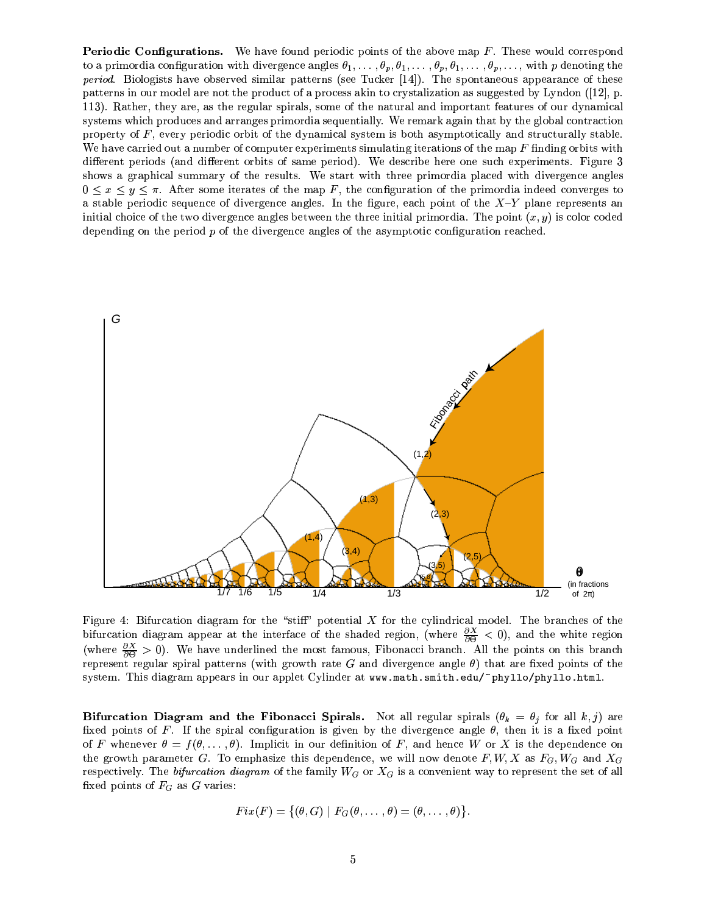**Periodic Configurations.** We have found periodic points of the above map $F$. These would correspond to a primordia configuration with divergence angles $\theta_1, \ldots, \theta_p, \theta_1, \ldots, \theta_p, \theta_1, \ldots, \theta_p, \ldots$, with $p$ denoting the *period*. Biologists have observed similar patterns (see Tucker [14]). The spontaneous appearance of these patterns in our model are not the product of a process akin to crystalization as suggested by Lyndon ([12], p. 113). Rather, they are, as the regular spirals, some of the natural and important features of our dynamical systems which produces and arranges primordia sequentially. We remark again that by the global contraction property of $F$, every periodic orbit of the dynamical system is both asymptotically and structurally stable. We have carried out a number of computer experiments simulating iterations of the map $F$ finding orbits with different periods (and different orbits of same period). We describe here one such experiments. Figure 3 shows a graphical summary of the results. We start with three primordia placed with divergence angles $0 \leq x \leq y \leq \pi$. After some iterates of the map $F$, the configuration of the primordia indeed converges to a stable periodic sequence of divergence angles. In the figure, each point of the $X$–$Y$ plane represents an initial choice of the two divergence angles between the three initial primordia. The point $(x, y)$ is color coded depending on the period $p$ of the divergence angles of the asymptotic configuration reached.

Figure 4: Bifurcation diagram for the "stiff" potential $X$ for the cylindrical model. The branches of the bifurcation diagram appear at the interface of the shaded region, (where $\frac{\partial X}{\partial \Theta} < 0$), and the white region (where $\frac{\partial X}{\partial \Theta} > 0$). We have underlined the most famous, Fibonacci branch. All the points on this branch represent regular spiral patterns (with growth rate $G$ and divergence angle $\theta$) that are fixed points of the system. This diagram appears in our applet Cylinder at `www.math.smith.edu/~phyllo/phyllo.html`.

**Bifurcation Diagram and the Fibonacci Spirals.** Not all regular spirals ($\theta_k = \theta_j$ for all $k, j$) are fixed points of $F$. If the spiral configuration is given by the divergence angle $\theta$, then it is a fixed point of $F$ whenever $\theta = f(\theta, \ldots, \theta)$. Implicit in our definition of $F$, and hence $W$ or $X$ is the dependence on the growth parameter $G$. To emphasize this dependence, we will now denote $F, W, X$ as $F_G, W_G$ and $X_G$ respectively. The *bifurcation diagram* of the family $W_G$ or $X_G$ is a convenient way to represent the set of all fixed points of $F_G$ as $G$ varies:

$$Fix(F) = \{(\theta, G) \mid F_G(\theta, \ldots, \theta) = (\theta, \ldots, \theta)\}.$$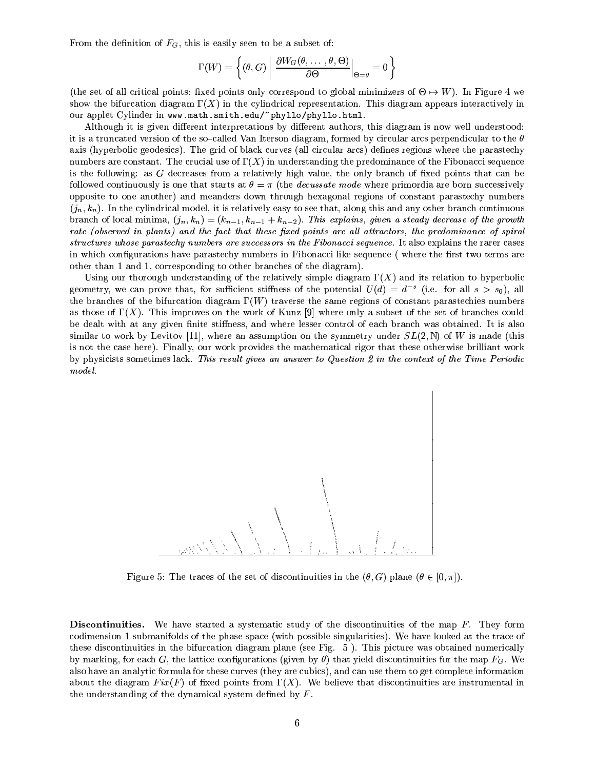From the definition of $F_G$, this is easily seen to be a subset of:

$$\Gamma(W) = \left\{ (\theta, G) \;\middle|\; \frac{\partial W_G(\theta, \ldots, \theta, \Theta)}{\partial \Theta}\Big|_{\Theta=\theta} = 0 \right\}$$

(the set of all critical points: fixed points only correspond to global minimizers of $\Theta \mapsto W$). In Figure 4 we show the bifurcation diagram $\Gamma(X)$ in the cylindrical representation. This diagram appears interactively in our applet Cylinder in `www.math.smith.edu/~phyllo/phyllo.html`.

Although it is given different interpretations by different authors, this diagram is now well understood: it is a truncated version of the so–called Van Iterson diagram, formed by circular arcs perpendicular to the $\theta$ axis (hyperbolic geodesics). The grid of black curves (all circular arcs) defines regions where the parastechy numbers are constant. The crucial use of $\Gamma(X)$ in understanding the predominance of the Fibonacci sequence is the following: as $G$ decreases from a relatively high value, the only branch of fixed points that can be followed continuously is one that starts at $\theta = \pi$ (the *decussate mode* where primordia are born successively opposite to one another) and meanders down through hexagonal regions of constant parastechy numbers $(j_n, k_n)$. In the cylindrical model, it is relatively easy to see that, along this and any other branch continuous branch of local minima, $(j_n, k_n) = (k_{n-1}, k_{n-1} + k_{n-2})$. *This explains, given a steady decrease of the growth rate (observed in plants) and the fact that these fixed points are all attractors, the predominance of spiral structures whose parastechy numbers are successors in the Fibonacci sequence.* It also explains the rarer cases in which configurations have parastechy numbers in Fibonacci like sequence ( where the first two terms are other than 1 and 1, corresponding to other branches of the diagram).

Using our thorough understanding of the relatively simple diagram $\Gamma(X)$ and its relation to hyperbolic geometry, we can prove that, for sufficient stiffness of the potential $U(d) = d^{-s}$ (i.e. for all $s > s_0$), all the branches of the bifurcation diagram $\Gamma(W)$ traverse the same regions of constant parastechies numbers as those of $\Gamma(X)$. This improves on the work of Kunz [9] where only a subset of the set of branches could be dealt with at any given finite stiffness, and where lesser control of each branch was obtained. It is also similar to work by Levitov [11], where an assumption on the symmetry under $SL(2, \mathbb{N})$ of $W$ is made (this is not the case here). Finally, our work provides the mathematical rigor that these otherwise brilliant work by physicists sometimes lack. *This result gives an answer to Question 2 in the context of the Time Periodic model.*

Figure 5: The traces of the set of discontinuities in the $(\theta, G)$ plane ($\theta \in [0, \pi]$).

**Discontinuities.** We have started a systematic study of the discontinuities of the map $F$. They form codimension 1 submanifolds of the phase space (with possible singularities). We have looked at the trace of these discontinuities in the bifurcation diagram plane (see Fig. 5 ). This picture was obtained numerically by marking, for each $G$, the lattice configurations (given by $\theta$) that yield discontinuities for the map $F_G$. We also have an analytic formula for these curves (they are cubics), and can use them to get complete information about the diagram $Fix(F)$ of fixed points from $\Gamma(X)$. We believe that discontinuities are instrumental in the understanding of the dynamical system defined by $F$.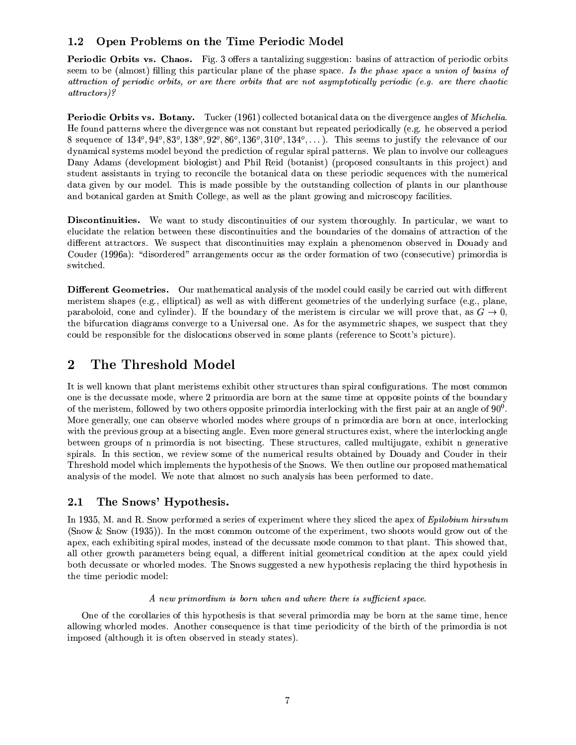### 1.2 Open Problems on the Time Periodic Model

**Periodic Orbits vs. Chaos.** Fig. 3 offers a tantalizing suggestion: basins of attraction of periodic orbits seem to be (almost) filling this particular plane of the phase space. *Is the phase space a union of basins of attraction of periodic orbits, or are there orbits that are not asymptotically periodic (e.g. are there chaotic attractors)?*

**Periodic Orbits vs. Botany.** Tucker (1961) collected botanical data on the divergence angles of *Michelia*. He found patterns where the divergence was not constant but repeated periodically (e.g. he observed a period 8 sequence of $134^o, 94^o, 83^o, 138^o, 92^o, 86^o, 136^o, 310^o, 134^o, \dots$). This seems to justify the relevance of our dynamical systems model beyond the prediction of regular spiral patterns. We plan to involve our colleagues Dany Adams (development biologist) and Phil Reid (botanist) (proposed consultants in this project) and student assistants in trying to reconcile the botanical data on these periodic sequences with the numerical data given by our model. This is made possible by the outstanding collection of plants in our planthouse and botanical garden at Smith College, as well as the plant growing and microscopy facilities.

**Discontinuities.** We want to study discontinuities of our system thoroughly. In particular, we want to elucidate the relation between these discontinuities and the boundaries of the domains of attraction of the different attractors. We suspect that discontinuities may explain a phenomenon observed in Douady and Couder (1996a): "disordered" arrangements occur as the order formation of two (consecutive) primordia is switched.

**Different Geometries.** Our mathematical analysis of the model could easily be carried out with different meristem shapes (e.g., elliptical) as well as with different geometries of the underlying surface (e.g., plane, paraboloid, cone and cylinder). If the boundary of the meristem is circular we will prove that, as $G \to 0$, the bifurcation diagrams converge to a Universal one. As for the asymmetric shapes, we suspect that they could be responsible for the dislocations observed in some plants (reference to Scott's picture).

## 2 The Threshold Model

It is well known that plant meristems exhibit other structures than spiral configurations. The most common one is the decussate mode, where 2 primordia are born at the same time at opposite points of the boundary of the meristem, followed by two others opposite primordia interlocking with the first pair at an angle of $90^0$. More generally, one can observe whorled modes where groups of n primordia are born at once, interlocking with the previous group at a bisecting angle. Even more general structures exist, where the interlocking angle between groups of n primordia is not bisecting. These structures, called multijugate, exhibit n generative spirals. In this section, we review some of the numerical results obtained by Douady and Couder in their Threshold model which implements the hypothesis of the Snows. We then outline our proposed mathematical analysis of the model. We note that almost no such analysis has been performed to date.

### 2.1 The Snows' Hypothesis.

In 1935, M. and R. Snow performed a series of experiment where they sliced the apex of *Epilobium hirsutum* (Snow & Snow (1935)). In the most common outcome of the experiment, two shoots would grow out of the apex, each exhibiting spiral modes, instead of the decussate mode common to that plant. This showed that, all other growth parameters being equal, a different initial geometrical condition at the apex could yield both decussate or whorled modes. The Snows suggested a new hypothesis replacing the third hypothesis in the time periodic model:

*A new primordium is born when and where there is sufficient space.*

One of the corollaries of this hypothesis is that several primordia may be born at the same time, hence allowing whorled modes. Another consequence is that time periodicity of the birth of the primordia is not imposed (although it is often observed in steady states).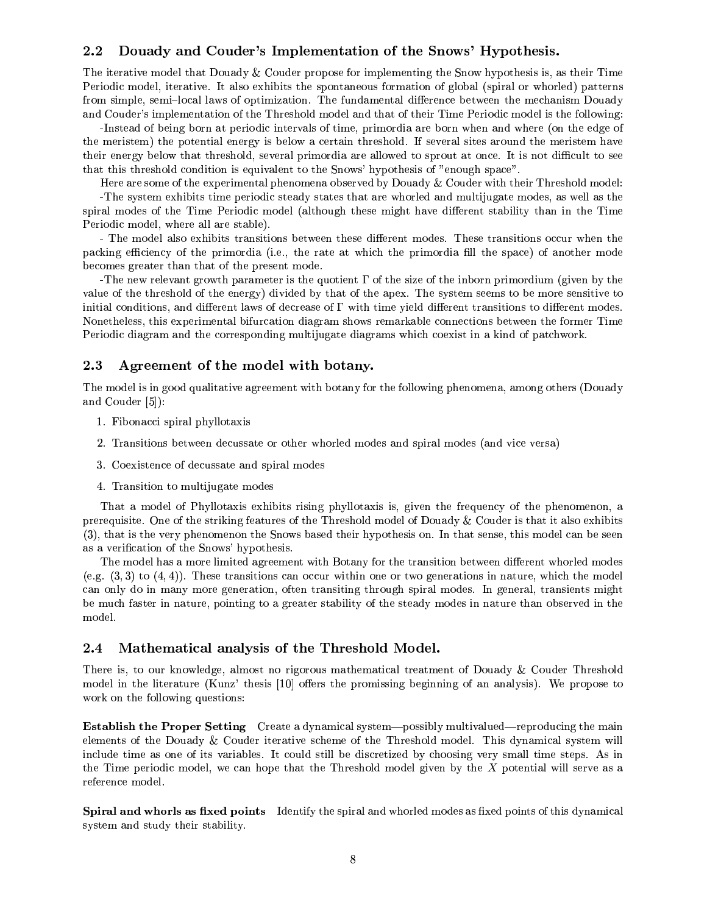## 2.2 Douady and Couder's Implementation of the Snows' Hypothesis.

The iterative model that Douady & Couder propose for implementing the Snow hypothesis is, as their Time Periodic model, iterative. It also exhibits the spontaneous formation of global (spiral or whorled) patterns from simple, semi–local laws of optimization. The fundamental difference between the mechanism Douady and Couder's implementation of the Threshold model and that of their Time Periodic model is the following:

-Instead of being born at periodic intervals of time, primordia are born when and where (on the edge of the meristem) the potential energy is below a certain threshold. If several sites around the meristem have their energy below that threshold, several primordia are allowed to sprout at once. It is not difficult to see that this threshold condition is equivalent to the Snows' hypothesis of "enough space".

Here are some of the experimental phenomena observed by Douady & Couder with their Threshold model:

-The system exhibits time periodic steady states that are whorled and multijugate modes, as well as the spiral modes of the Time Periodic model (although these might have different stability than in the Time Periodic model, where all are stable).

- The model also exhibits transitions between these different modes. These transitions occur when the packing efficiency of the primordia (i.e., the rate at which the primordia fill the space) of another mode becomes greater than that of the present mode.

-The new relevant growth parameter is the quotient $\Gamma$ of the size of the inborn primordium (given by the value of the threshold of the energy) divided by that of the apex. The system seems to be more sensitive to initial conditions, and different laws of decrease of $\Gamma$ with time yield different transitions to different modes. Nonetheless, this experimental bifurcation diagram shows remarkable connections between the former Time Periodic diagram and the corresponding multijugate diagrams which coexist in a kind of patchwork.

## 2.3 Agreement of the model with botany.

The model is in good qualitative agreement with botany for the following phenomena, among others (Douady and Couder [5]):

1. Fibonacci spiral phyllotaxis
2. Transitions between decussate or other whorled modes and spiral modes (and vice versa)
3. Coexistence of decussate and spiral modes
4. Transition to multijugate modes

That a model of Phyllotaxis exhibits rising phyllotaxis is, given the frequency of the phenomenon, a prerequisite. One of the striking features of the Threshold model of Douady & Couder is that it also exhibits (3), that is the very phenomenon the Snows based their hypothesis on. In that sense, this model can be seen as a verification of the Snows' hypothesis.

The model has a more limited agreement with Botany for the transition between different whorled modes (e.g. $(3,3)$ to $(4,4)$). These transitions can occur within one or two generations in nature, which the model can only do in many more generation, often transiting through spiral modes. In general, transients might be much faster in nature, pointing to a greater stability of the steady modes in nature than observed in the model.

## 2.4 Mathematical analysis of the Threshold Model.

There is, to our knowledge, almost no rigorous mathematical treatment of Douady & Couder Threshold model in the literature (Kunz' thesis [10] offers the promissing beginning of an analysis). We propose to work on the following questions:

**Establish the Proper Setting** Create a dynamical system—possibly multivalued—reproducing the main elements of the Douady & Couder iterative scheme of the Threshold model. This dynamical system will include time as one of its variables. It could still be discretized by choosing very small time steps. As in the Time periodic model, we can hope that the Threshold model given by the $X$ potential will serve as a reference model.

**Spiral and whorls as fixed points** Identify the spiral and whorled modes as fixed points of this dynamical system and study their stability.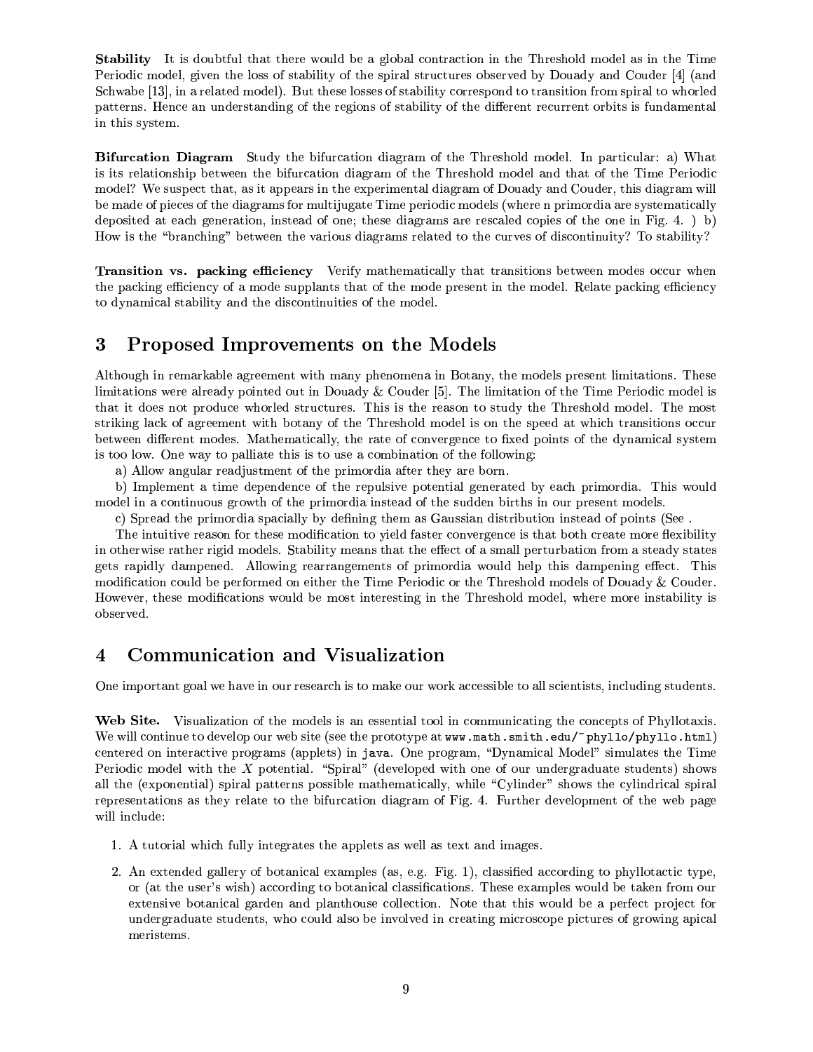**Stability** It is doubtful that there would be a global contraction in the Threshold model as in the Time Periodic model, given the loss of stability of the spiral structures observed by Douady and Couder [4] (and Schwabe [13], in a related model). But these losses of stability correspond to transition from spiral to whorled patterns. Hence an understanding of the regions of stability of the different recurrent orbits is fundamental in this system.

**Bifurcation Diagram** Study the bifurcation diagram of the Threshold model. In particular: a) What is its relationship between the bifurcation diagram of the Threshold model and that of the Time Periodic model? We suspect that, as it appears in the experimental diagram of Douady and Couder, this diagram will be made of pieces of the diagrams for multijugate Time periodic models (where n primordia are systematically deposited at each generation, instead of one; these diagrams are rescaled copies of the one in Fig. 4. ) b) How is the "branching" between the various diagrams related to the curves of discontinuity? To stability?

**Transition vs. packing efficiency** Verify mathematically that transitions between modes occur when the packing efficiency of a mode supplants that of the mode present in the model. Relate packing efficiency to dynamical stability and the discontinuities of the model.

## 3 Proposed Improvements on the Models

Although in remarkable agreement with many phenomena in Botany, the models present limitations. These limitations were already pointed out in Douady & Couder [5]. The limitation of the Time Periodic model is that it does not produce whorled structures. This is the reason to study the Threshold model. The most striking lack of agreement with botany of the Threshold model is on the speed at which transitions occur between different modes. Mathematically, the rate of convergence to fixed points of the dynamical system is too low. One way to palliate this is to use a combination of the following:

a) Allow angular readjustment of the primordia after they are born.

b) Implement a time dependence of the repulsive potential generated by each primordia. This would model in a continuous growth of the primordia instead of the sudden births in our present models.

c) Spread the primordia spacially by defining them as Gaussian distribution instead of points (See .

The intuitive reason for these modification to yield faster convergence is that both create more flexibility in otherwise rather rigid models. Stability means that the effect of a small perturbation from a steady states gets rapidly dampened. Allowing rearrangements of primordia would help this dampening effect. This modification could be performed on either the Time Periodic or the Threshold models of Douady & Couder. However, these modifications would be most interesting in the Threshold model, where more instability is observed.

## 4 Communication and Visualization

One important goal we have in our research is to make our work accessible to all scientists, including students.

**Web Site.** Visualization of the models is an essential tool in communicating the concepts of Phyllotaxis. We will continue to develop our web site (see the prototype at `www.math.smith.edu/~phyllo/phyllo.html`) centered on interactive programs (applets) in `java`. One program, "Dynamical Model" simulates the Time Periodic model with the $X$ potential. "Spiral" (developed with one of our undergraduate students) shows all the (exponential) spiral patterns possible mathematically, while "Cylinder" shows the cylindrical spiral representations as they relate to the bifurcation diagram of Fig. 4. Further development of the web page will include:

1. A tutorial which fully integrates the applets as well as text and images.
2. An extended gallery of botanical examples (as, e.g. Fig. 1), classified according to phyllotactic type, or (at the user's wish) according to botanical classifications. These examples would be taken from our extensive botanical garden and planthouse collection. Note that this would be a perfect project for undergraduate students, who could also be involved in creating microscope pictures of growing apical meristems.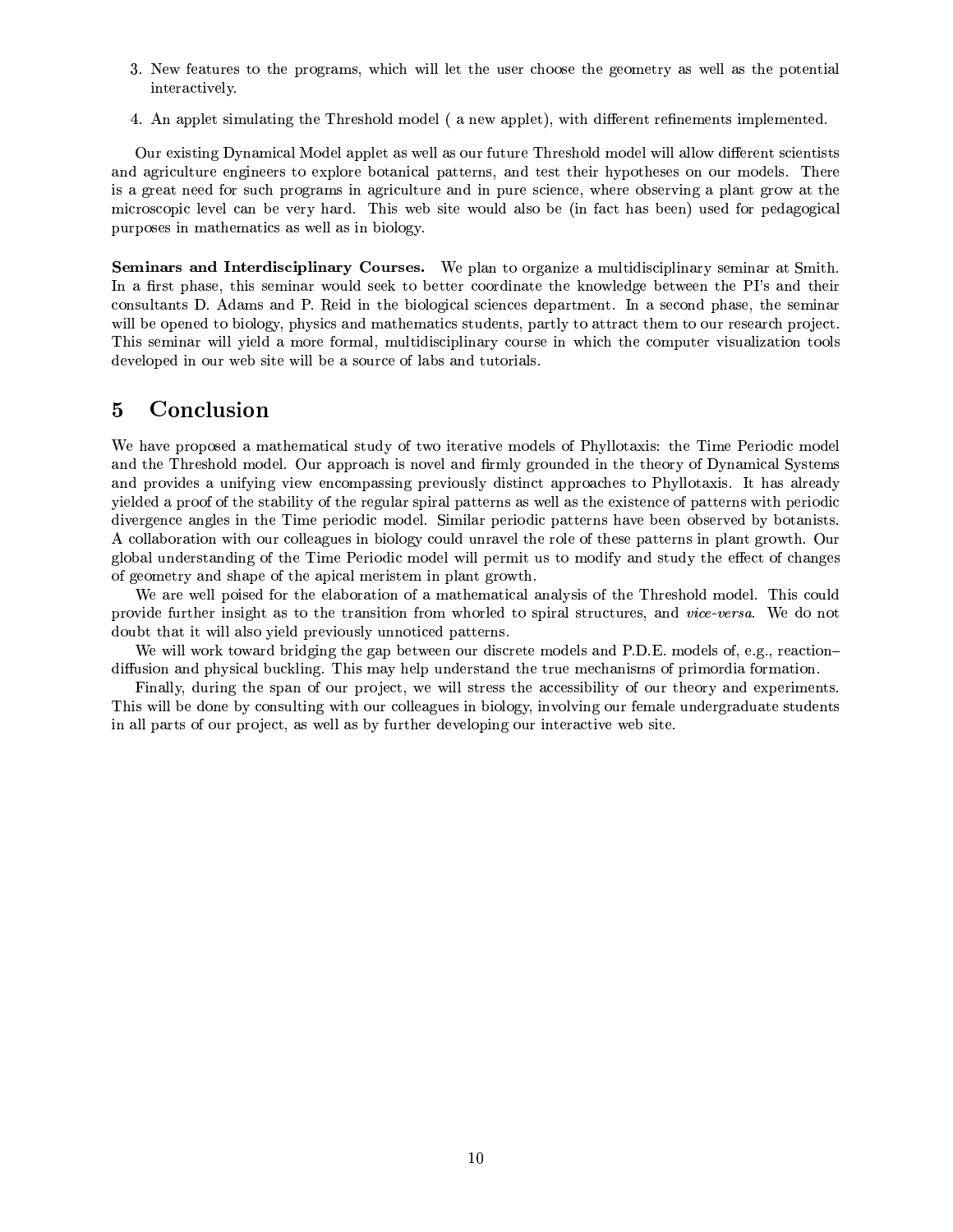3. New features to the programs, which will let the user choose the geometry as well as the potential interactively.
4. An applet simulating the Threshold model ( a new applet), with different refinements implemented.

Our existing Dynamical Model applet as well as our future Threshold model will allow different scientists and agriculture engineers to explore botanical patterns, and test their hypotheses on our models. There is a great need for such programs in agriculture and in pure science, where observing a plant grow at the microscopic level can be very hard. This web site would also be (in fact has been) used for pedagogical purposes in mathematics as well as in biology.

**Seminars and Interdisciplinary Courses.** We plan to organize a multidisciplinary seminar at Smith. In a first phase, this seminar would seek to better coordinate the knowledge between the PI's and their consultants D. Adams and P. Reid in the biological sciences department. In a second phase, the seminar will be opened to biology, physics and mathematics students, partly to attract them to our research project. This seminar will yield a more formal, multidisciplinary course in which the computer visualization tools developed in our web site will be a source of labs and tutorials.

## 5 Conclusion

We have proposed a mathematical study of two iterative models of Phyllotaxis: the Time Periodic model and the Threshold model. Our approach is novel and firmly grounded in the theory of Dynamical Systems and provides a unifying view encompassing previously distinct approaches to Phyllotaxis. It has already yielded a proof of the stability of the regular spiral patterns as well as the existence of patterns with periodic divergence angles in the Time periodic model. Similar periodic patterns have been observed by botanists. A collaboration with our colleagues in biology could unravel the role of these patterns in plant growth. Our global understanding of the Time Periodic model will permit us to modify and study the effect of changes of geometry and shape of the apical meristem in plant growth.

We are well poised for the elaboration of a mathematical analysis of the Threshold model. This could provide further insight as to the transition from whorled to spiral structures, and *vice-versa*. We do not doubt that it will also yield previously unnoticed patterns.

We will work toward bridging the gap between our discrete models and P.D.E. models of, e.g., reaction–diffusion and physical buckling. This may help understand the true mechanisms of primordia formation.

Finally, during the span of our project, we will stress the accessibility of our theory and experiments. This will be done by consulting with our colleagues in biology, involving our female undergraduate students in all parts of our project, as well as by further developing our interactive web site.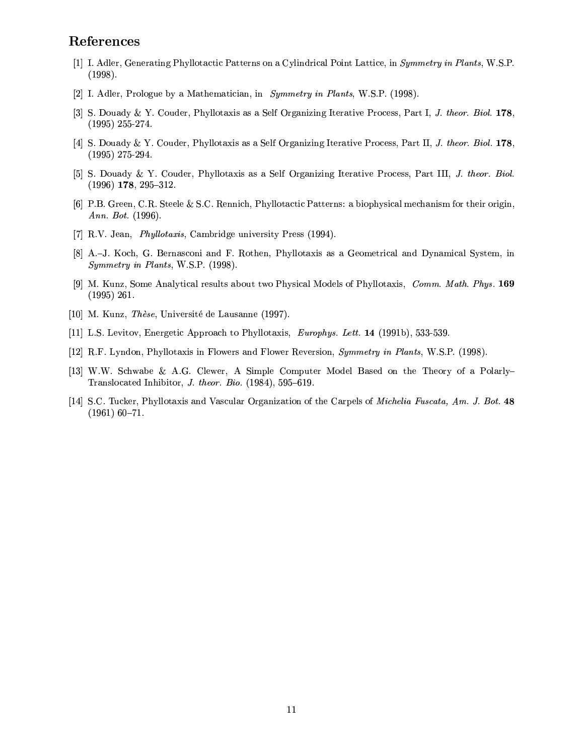## References

[1] I. Adler, Generating Phyllotactic Patterns on a Cylindrical Point Lattice, in *Symmetry in Plants*, W.S.P. (1998).

[2] I. Adler, Prologue by a Mathematician, in *Symmetry in Plants*, W.S.P. (1998).

[3] S. Douady & Y. Couder, Phyllotaxis as a Self Organizing Iterative Process, Part I, *J. theor. Biol.* **178**, (1995) 255-274.

[4] S. Douady & Y. Couder, Phyllotaxis as a Self Organizing Iterative Process, Part II, *J. theor. Biol.* **178**, (1995) 275-294.

[5] S. Douady & Y. Couder, Phyllotaxis as a Self Organizing Iterative Process, Part III, *J. theor. Biol.* (1996) **178**, 295–312.

[6] P.B. Green, C.R. Steele & S.C. Rennich, Phyllotactic Patterns: a biophysical mechanism for their origin, *Ann. Bot.* (1996).

[7] R.V. Jean, *Phyllotaxis*, Cambridge university Press (1994).

[8] A.–J. Koch, G. Bernasconi and F. Rothen, Phyllotaxis as a Geometrical and Dynamical System, in *Symmetry in Plants*, W.S.P. (1998).

[9] M. Kunz, Some Analytical results about two Physical Models of Phyllotaxis, *Comm. Math. Phys.* **169** (1995) 261.

[10] M. Kunz, *Thèse*, Université de Lausanne (1997).

[11] L.S. Levitov, Energetic Approach to Phyllotaxis, *Europhys. Lett.* **14** (1991b), 533-539.

[12] R.F. Lyndon, Phyllotaxis in Flowers and Flower Reversion, *Symmetry in Plants*, W.S.P. (1998).

[13] W.W. Schwabe & A.G. Clewer, A Simple Computer Model Based on the Theory of a Polarly–Translocated Inhibitor, *J. theor. Bio.* (1984), 595–619.

[14] S.C. Tucker, Phyllotaxis and Vascular Organization of the Carpels of *Michelia Fuscata, Am. J. Bot.* **48** (1961) 60–71.